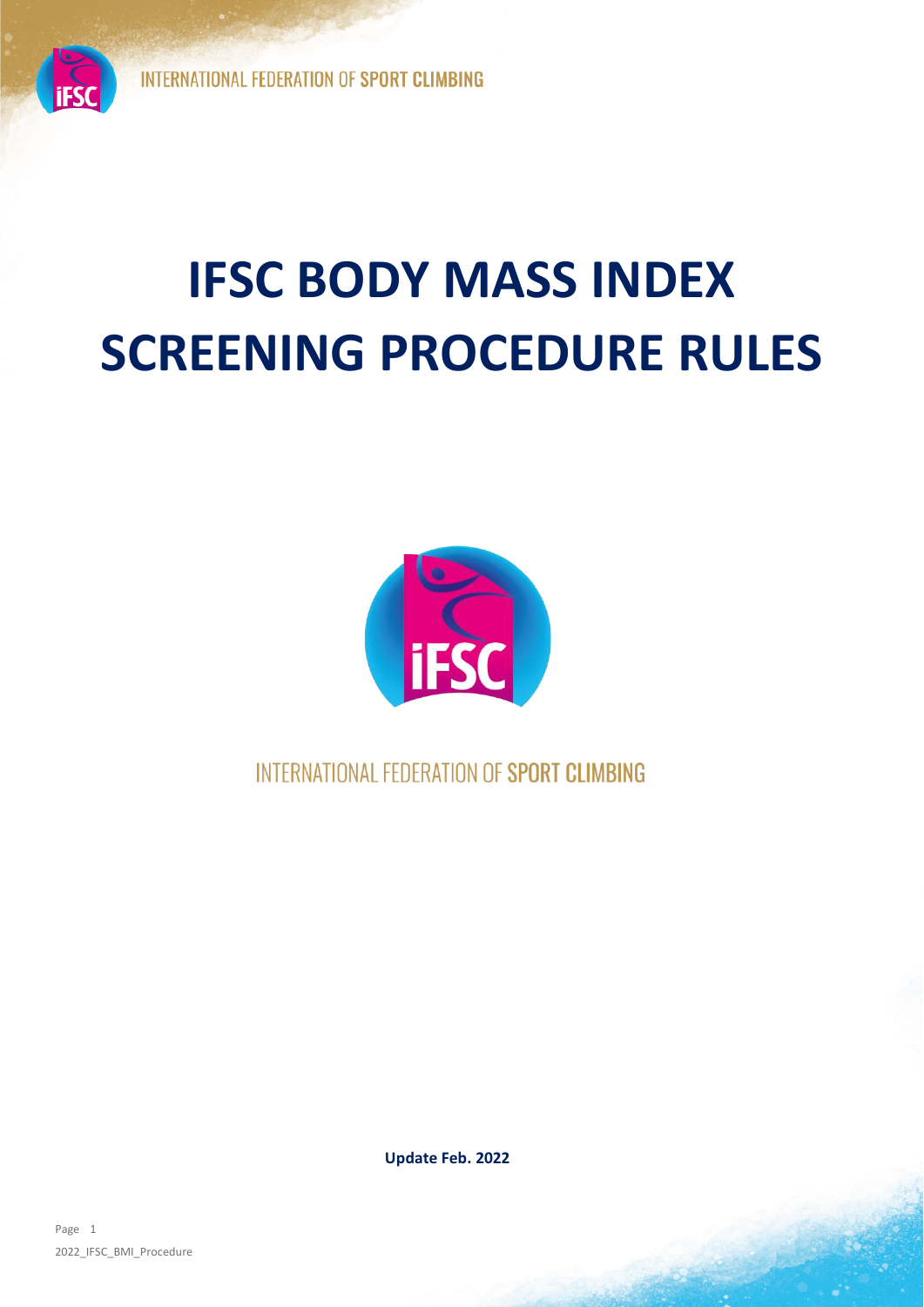# IFSC BODY MASS INDEX SCREENING PROCEDURE RULES

INTERNATIONAL FEDERATION OF SPORT CLIMBING

**Update Feb. 2022**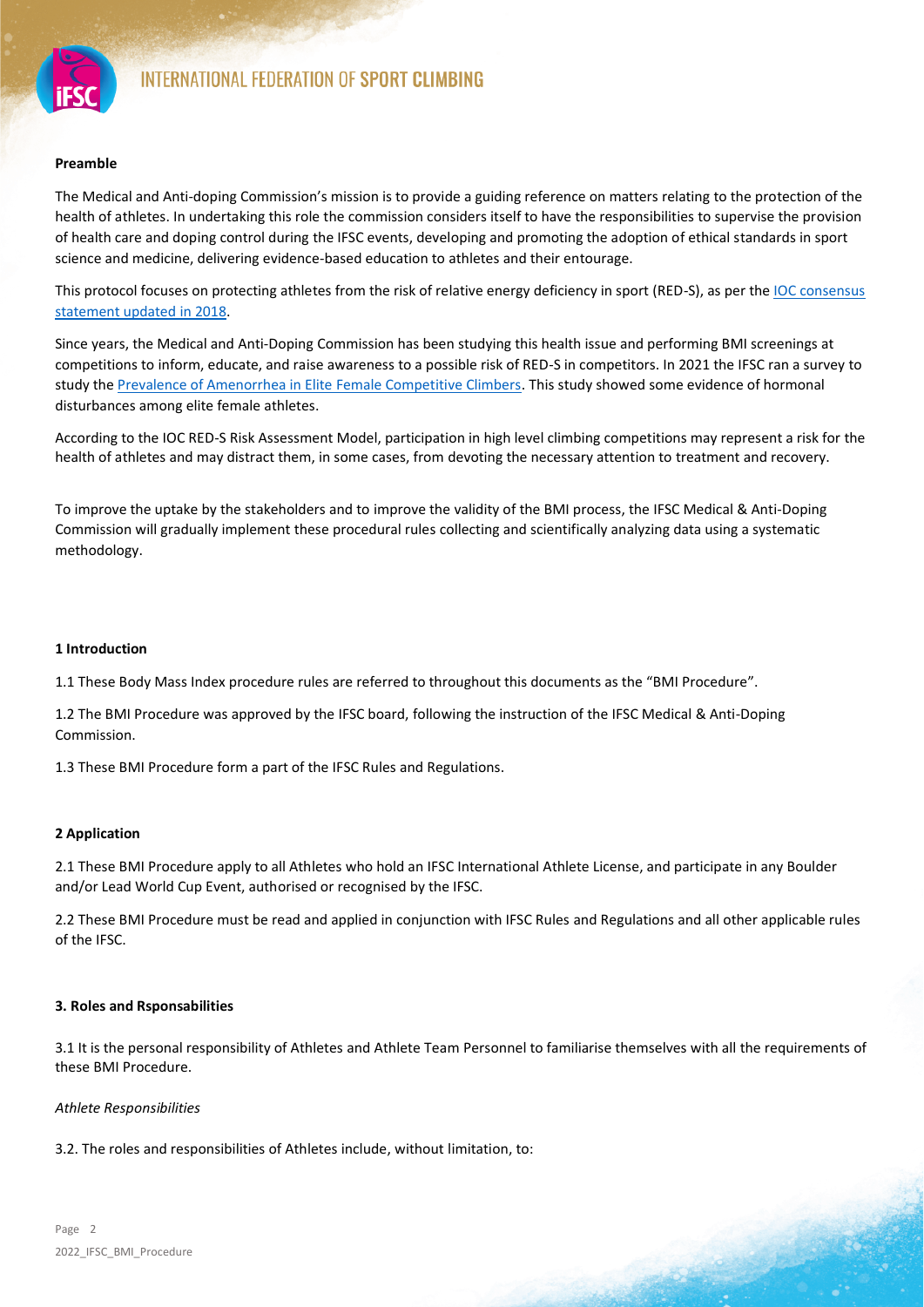**Preamble**

The Medical and Anti-doping Commission's mission is to provide a guiding reference on matters relating to the protection of the health of athletes. In undertaking this role the commission considers itself to have the responsibilities to supervise the provision of health care and doping control during the IFSC events, developing and promoting the adoption of ethical standards in sport science and medicine, delivering evidence-based education to athletes and their entourage.

This protocol focuses on protecting athletes from the risk of relative energy deficiency in sport (RED-S), as per the IOC consensus statement updated in 2018.

Since years, the Medical and Anti-Doping Commission has been studying this health issue and performing BMI screenings at competitions to inform, educate, and raise awareness to a possible risk of RED-S in competitors. In 2021 the IFSC ran a survey to study the Prevalence of Amenorrhea in Elite Female Competitive Climbers. This study showed some evidence of hormonal disturbances among elite female athletes.

According to the IOC RED-S Risk Assessment Model, participation in high level climbing competitions may represent a risk for the health of athletes and may distract them, in some cases, from devoting the necessary attention to treatment and recovery.

To improve the uptake by the stakeholders and to improve the validity of the BMI process, the IFSC Medical & Anti-Doping Commission will gradually implement these procedural rules collecting and scientifically analyzing data using a systematic methodology.

**1 Introduction**

1.1 These Body Mass Index procedure rules are referred to throughout this documents as the "BMI Procedure".

1.2 The BMI Procedure was approved by the IFSC board, following the instruction of the IFSC Medical & Anti-Doping Commission.

1.3 These BMI Procedure form a part of the IFSC Rules and Regulations.

**2 Application**

2.1 These BMI Procedure apply to all Athletes who hold an IFSC International Athlete License, and participate in any Boulder and/or Lead World Cup Event, authorised or recognised by the IFSC.

2.2 These BMI Procedure must be read and applied in conjunction with IFSC Rules and Regulations and all other applicable rules of the IFSC.

**3. Roles and Rsponsabilities**

3.1 It is the personal responsibility of Athletes and Athlete Team Personnel to familiarise themselves with all the requirements of these BMI Procedure.

*Athlete Responsibilities*

3.2. The roles and responsibilities of Athletes include, without limitation, to: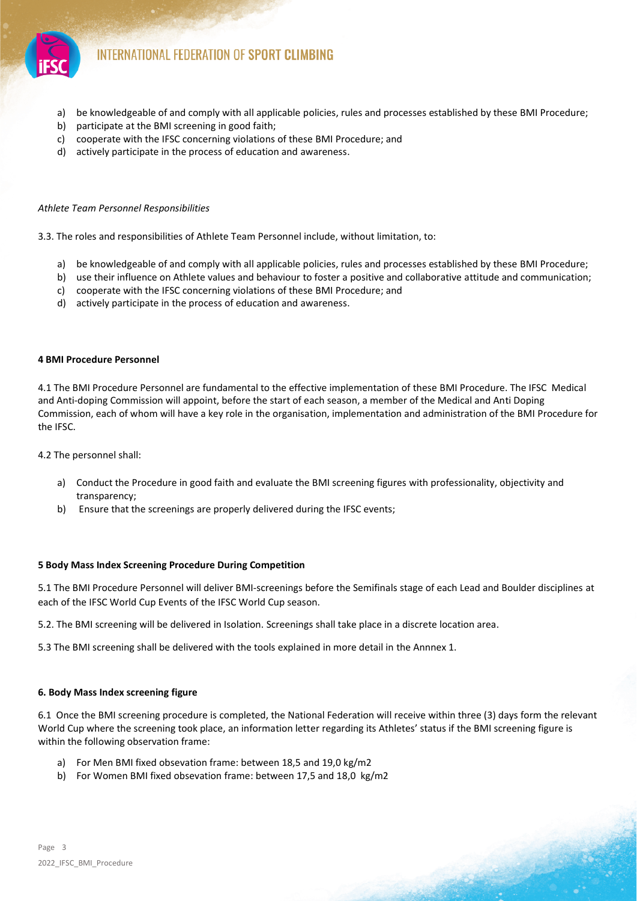a) be knowledgeable of and comply with all applicable policies, rules and processes established by these BMI Procedure;
b) participate at the BMI screening in good faith;
c) cooperate with the IFSC concerning violations of these BMI Procedure; and
d) actively participate in the process of education and awareness.

*Athlete Team Personnel Responsibilities*

3.3. The roles and responsibilities of Athlete Team Personnel include, without limitation, to:

a) be knowledgeable of and comply with all applicable policies, rules and processes established by these BMI Procedure;
b) use their influence on Athlete values and behaviour to foster a positive and collaborative attitude and communication;
c) cooperate with the IFSC concerning violations of these BMI Procedure; and
d) actively participate in the process of education and awareness.

**4 BMI Procedure Personnel**

4.1 The BMI Procedure Personnel are fundamental to the effective implementation of these BMI Procedure. The IFSC Medical and Anti-doping Commission will appoint, before the start of each season, a member of the Medical and Anti Doping Commission, each of whom will have a key role in the organisation, implementation and administration of the BMI Procedure for the IFSC.

4.2 The personnel shall:

a) Conduct the Procedure in good faith and evaluate the BMI screening figures with professionality, objectivity and transparency;
b) Ensure that the screenings are properly delivered during the IFSC events;

**5 Body Mass Index Screening Procedure During Competition**

5.1 The BMI Procedure Personnel will deliver BMI-screenings before the Semifinals stage of each Lead and Boulder disciplines at each of the IFSC World Cup Events of the IFSC World Cup season.

5.2. The BMI screening will be delivered in Isolation. Screenings shall take place in a discrete location area.

5.3 The BMI screening shall be delivered with the tools explained in more detail in the Annnex 1.

**6. Body Mass Index screening figure**

6.1 Once the BMI screening procedure is completed, the National Federation will receive within three (3) days form the relevant World Cup where the screening took place, an information letter regarding its Athletes' status if the BMI screening figure is within the following observation frame:

a) For Men BMI fixed obsevation frame: between 18,5 and 19,0 kg/m2
b) For Women BMI fixed obsevation frame: between 17,5 and 18,0 kg/m2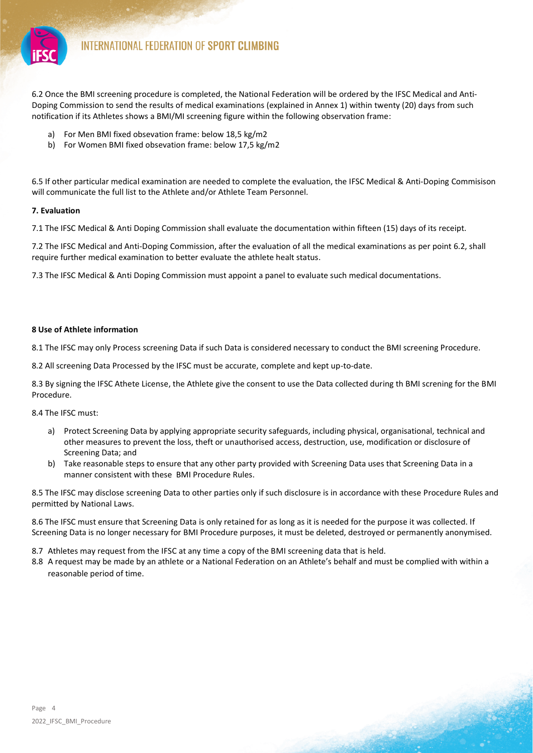6.2 Once the BMI screening procedure is completed, the National Federation will be ordered by the IFSC Medical and Anti-Doping Commission to send the results of medical examinations (explained in Annex 1) within twenty (20) days from such notification if its Athletes shows a BMI/MI screening figure within the following observation frame:

a) For Men BMI fixed obsevation frame: below 18,5 kg/m2
b) For Women BMI fixed obsevation frame: below 17,5 kg/m2

6.5 If other particular medical examination are needed to complete the evaluation, the IFSC Medical & Anti-Doping Commisison will communicate the full list to the Athlete and/or Athlete Team Personnel.

**7. Evaluation**

7.1 The IFSC Medical & Anti Doping Commission shall evaluate the documentation within fifteen (15) days of its receipt.

7.2 The IFSC Medical and Anti-Doping Commission, after the evaluation of all the medical examinations as per point 6.2, shall require further medical examination to better evaluate the athlete healt status.

7.3 The IFSC Medical & Anti Doping Commission must appoint a panel to evaluate such medical documentations.

**8 Use of Athlete information**

8.1 The IFSC may only Process screening Data if such Data is considered necessary to conduct the BMI screening Procedure.

8.2 All screening Data Processed by the IFSC must be accurate, complete and kept up-to-date.

8.3 By signing the IFSC Athete License, the Athlete give the consent to use the Data collected during th BMI screning for the BMI Procedure.

8.4 The IFSC must:

a) Protect Screening Data by applying appropriate security safeguards, including physical, organisational, technical and other measures to prevent the loss, theft or unauthorised access, destruction, use, modification or disclosure of Screening Data; and
b) Take reasonable steps to ensure that any other party provided with Screening Data uses that Screening Data in a manner consistent with these BMI Procedure Rules.

8.5 The IFSC may disclose screening Data to other parties only if such disclosure is in accordance with these Procedure Rules and permitted by National Laws.

8.6 The IFSC must ensure that Screening Data is only retained for as long as it is needed for the purpose it was collected. If Screening Data is no longer necessary for BMI Procedure purposes, it must be deleted, destroyed or permanently anonymised.

8.7 Athletes may request from the IFSC at any time a copy of the BMI screening data that is held.

8.8 A request may be made by an athlete or a National Federation on an Athlete's behalf and must be complied with within a reasonable period of time.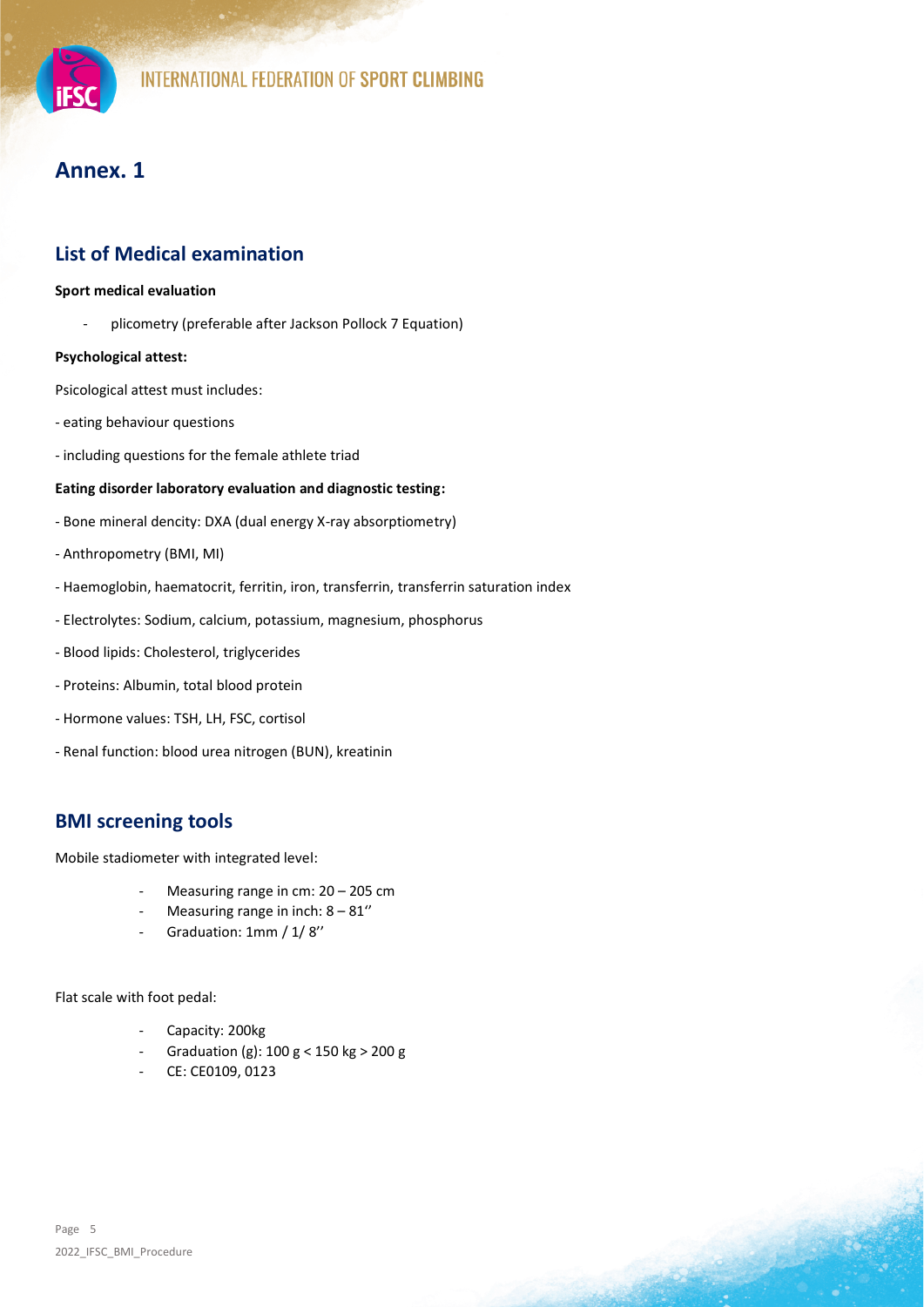# Annex. 1

## List of Medical examination

**Sport medical evaluation**

- plicometry (preferable after Jackson Pollock 7 Equation)

**Psychological attest:**

Psicological attest must includes:

- eating behaviour questions
- including questions for the female athlete triad

**Eating disorder laboratory evaluation and diagnostic testing:**

- Bone mineral dencity: DXA (dual energy X-ray absorptiometry)
- Anthropometry (BMI, MI)
- Haemoglobin, haematocrit, ferritin, iron, transferrin, transferrin saturation index
- Electrolytes: Sodium, calcium, potassium, magnesium, phosphorus
- Blood lipids: Cholesterol, triglycerides
- Proteins: Albumin, total blood protein
- Hormone values: TSH, LH, FSC, cortisol
- Renal function: blood urea nitrogen (BUN), kreatinin

## BMI screening tools

Mobile stadiometer with integrated level:

- Measuring range in cm: 20 – 205 cm
- Measuring range in inch: 8 – 81''
- Graduation: 1mm / 1/ 8''

Flat scale with foot pedal:

- Capacity: 200kg
- Graduation (g): 100 g < 150 kg > 200 g
- CE: CE0109, 0123